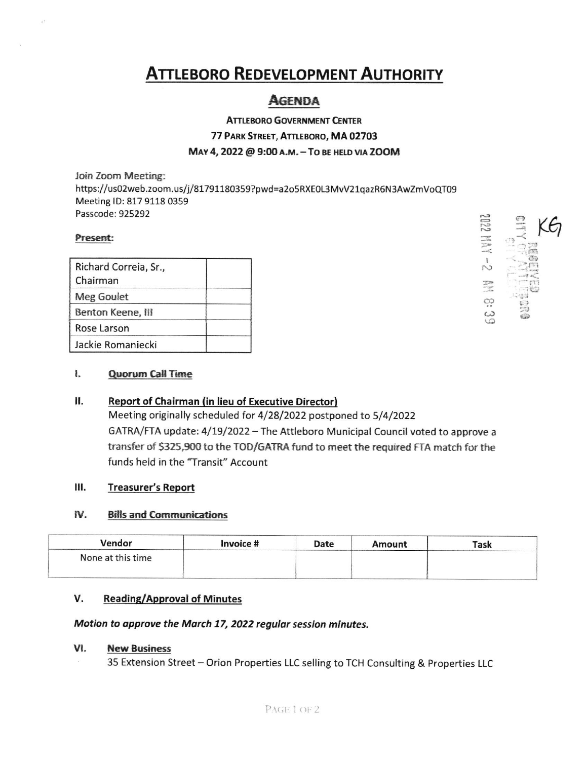# Attleboro Redevelopment Authority

## Agenda

**Attleboro Government Center**
**77 Park Street, Attleboro, MA 02703**
**May 4, 2022 @ 9:00 a.m. – To be held via ZOOM**

Join Zoom Meeting:
https://us02web.zoom.us/j/81791180359?pwd=a2o5RXE0L3MvV21qazR6N3AwZmVoQT09
Meeting ID: 817 9118 0359
Passcode: 925292

RECEIVED CITY OF ATTLEBORO CITY CLERK 2022 MAY -2 AM 8:39 KG

**Present:**

| | |
|---|---|
| Richard Correia, Sr., Chairman | |
| Meg Goulet | |
| Benton Keene, III | |
| Rose Larson | |
| Jackie Romaniecki | |

### I. Quorum Call Time

### II. Report of Chairman (in lieu of Executive Director)

Meeting originally scheduled for 4/28/2022 postponed to 5/4/2022

GATRA/FTA update: 4/19/2022 – The Attleboro Municipal Council voted to approve a transfer of $325,900 to the TOD/GATRA fund to meet the required FTA match for the funds held in the "Transit" Account

### III. Treasurer's Report

### IV. Bills and Communications

| Vendor | Invoice # | Date | Amount | Task |
|---|---|---|---|---|
| None at this time | | | | |

### V. Reading/Approval of Minutes

***Motion to approve the March 17, 2022 regular session minutes.***

### VI. New Business

35 Extension Street – Orion Properties LLC selling to TCH Consulting & Properties LLC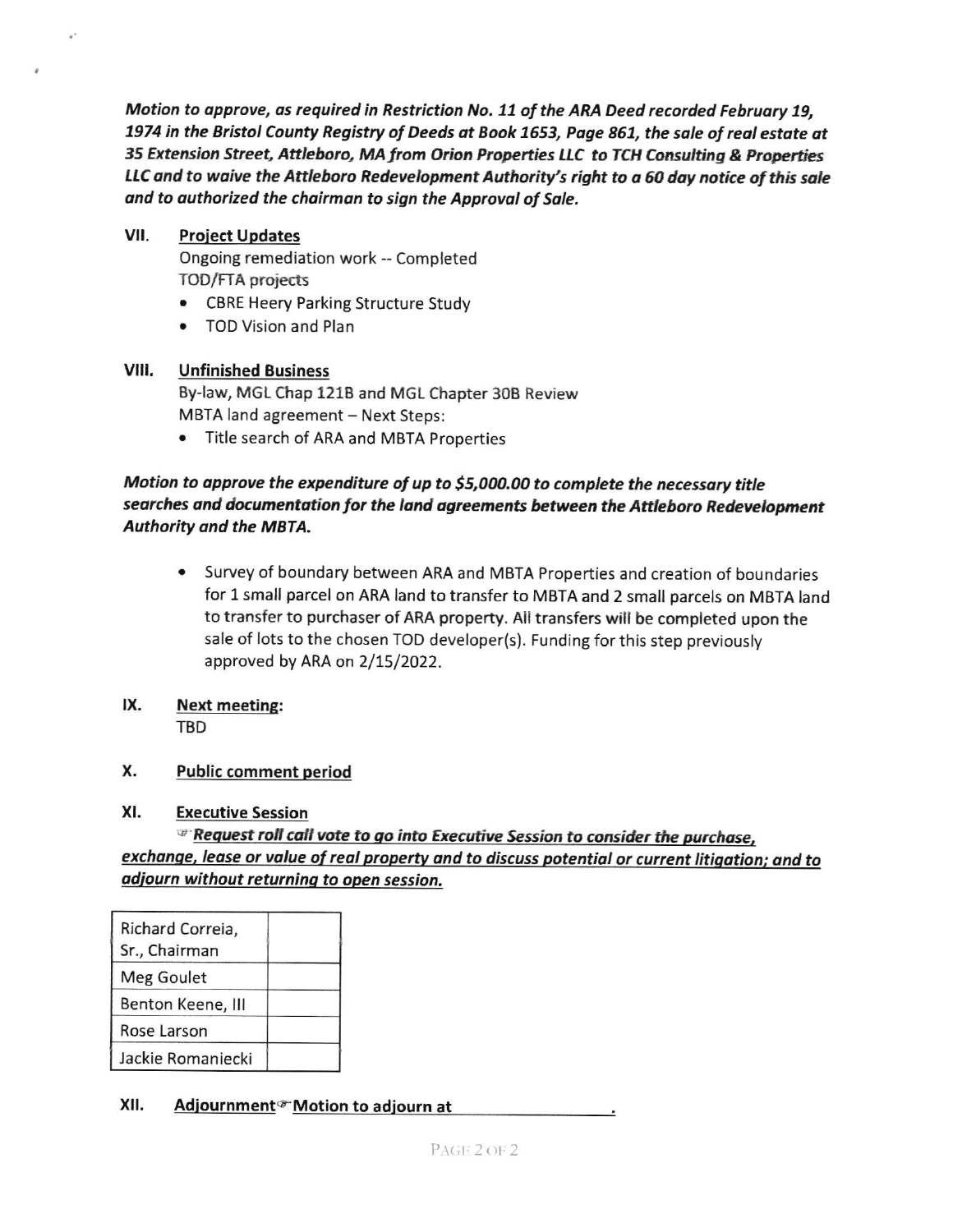***Motion to approve, as required in Restriction No. 11 of the ARA Deed recorded February 19, 1974 in the Bristol County Registry of Deeds at Book 1653, Page 861, the sale of real estate at 35 Extension Street, Attleboro, MA from Orion Properties LLC to TCH Consulting & Properties LLC and to waive the Attleboro Redevelopment Authority's right to a 60 day notice of this sale and to authorized the chairman to sign the Approval of Sale.***

## VII. Project Updates

Ongoing remediation work -- Completed
TOD/FTA projects

- CBRE Heery Parking Structure Study
- TOD Vision and Plan

## VIII. Unfinished Business

By-law, MGL Chap 121B and MGL Chapter 30B Review
MBTA land agreement – Next Steps:

- Title search of ARA and MBTA Properties

***Motion to approve the expenditure of up to $5,000.00 to complete the necessary title searches and documentation for the land agreements between the Attleboro Redevelopment Authority and the MBTA.***

- Survey of boundary between ARA and MBTA Properties and creation of boundaries for 1 small parcel on ARA land to transfer to MBTA and 2 small parcels on MBTA land to transfer to purchaser of ARA property. All transfers will be completed upon the sale of lots to the chosen TOD developer(s). Funding for this step previously approved by ARA on 2/15/2022.

## IX. Next meeting:

TBD

## X. Public comment period

## XI. Executive Session

☞ ***Request roll call vote to go into Executive Session to consider the purchase, exchange, lease or value of real property and to discuss potential or current litigation; and to adjourn without returning to open session.***

| | |
|---|---|
| Richard Correia, Sr., Chairman | |
| Meg Goulet | |
| Benton Keene, III | |
| Rose Larson | |
| Jackie Romaniecki | |

## XII. Adjournment ☞ Motion to adjourn at \_\_\_\_\_\_\_\_\_\_\_\_\_\_\_\_\_\_.